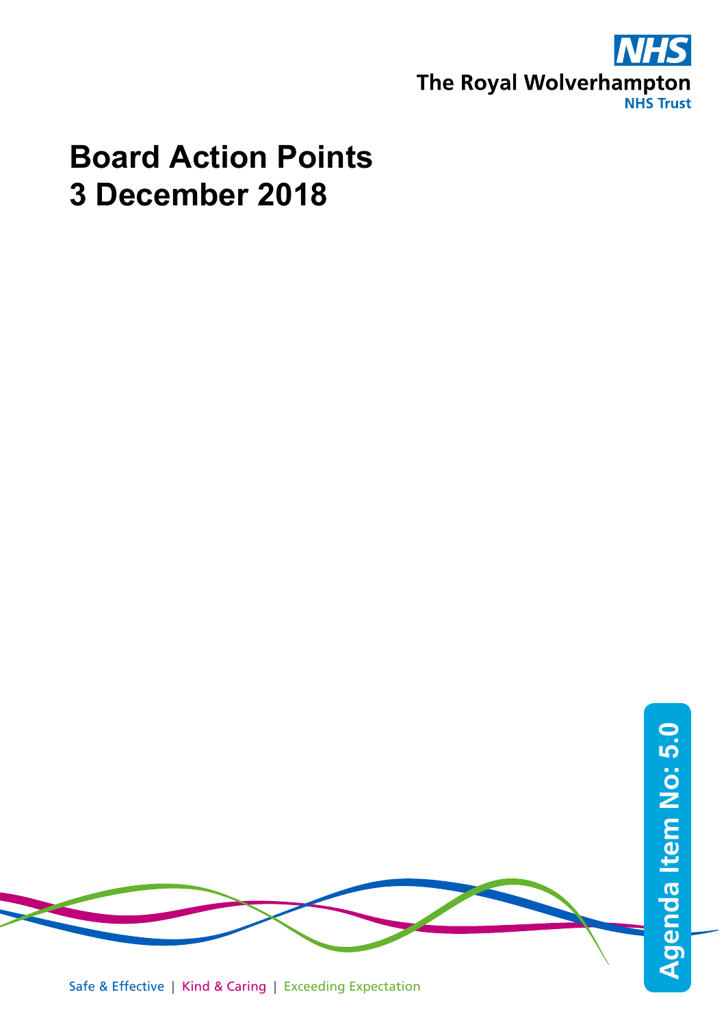The Royal Wolverhampton NHS Trust

# Board Action Points
# 3 December 2018

Agenda Item No: 5.0

Safe & Effective | Kind & Caring | Exceeding Expectation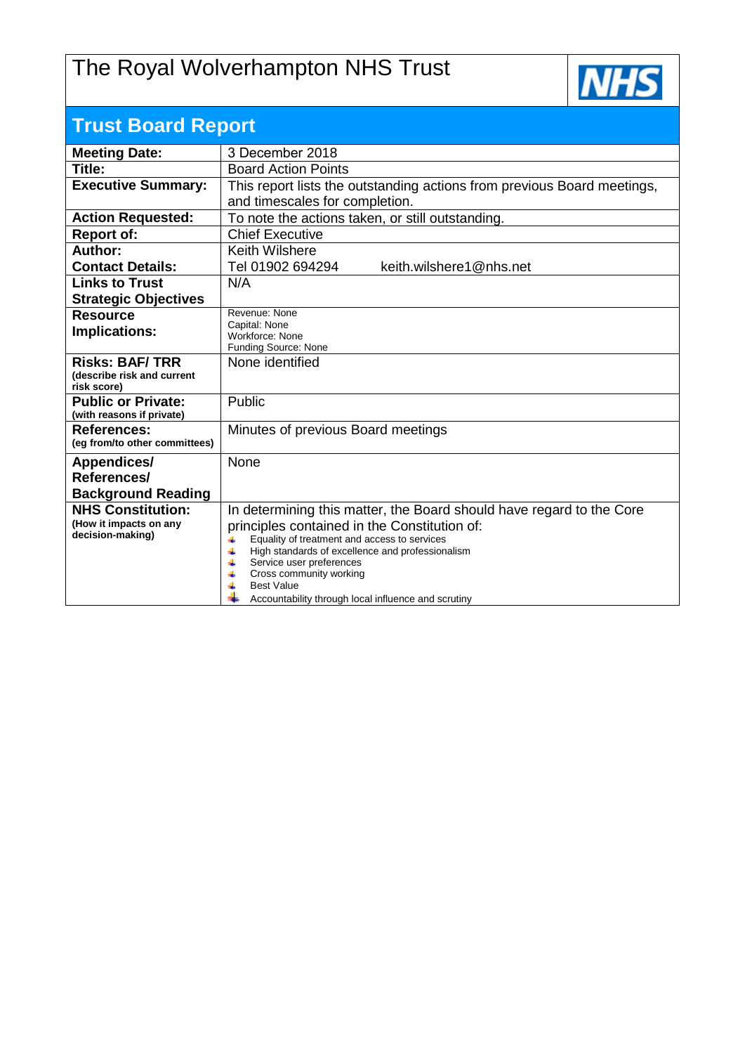# The Royal Wolverhampton NHS Trust

## Trust Board Report

| | |
|---|---|
| **Meeting Date:** | 3 December 2018 |
| **Title:** | Board Action Points |
| **Executive Summary:** | This report lists the outstanding actions from previous Board meetings, and timescales for completion. |
| **Action Requested:** | To note the actions taken, or still outstanding. |
| **Report of:** | Chief Executive |
| **Author:**<br>**Contact Details:** | Keith Wilshere<br>Tel 01902 694294 keith.wilshere1@nhs.net |
| **Links to Trust Strategic Objectives** | N/A |
| **Resource Implications:** | Revenue: None<br>Capital: None<br>Workforce: None<br>Funding Source: None |
| **Risks: BAF/ TRR**<br>**(describe risk and current risk score)** | None identified |
| **Public or Private:**<br>**(with reasons if private)** | Public |
| **References:**<br>**(eg from/to other committees)** | Minutes of previous Board meetings |
| **Appendices/ References/ Background Reading** | None |
| **NHS Constitution:**<br>**(How it impacts on any decision-making)** | In determining this matter, the Board should have regard to the Core principles contained in the Constitution of:<br>- Equality of treatment and access to services<br>- High standards of excellence and professionalism<br>- Service user preferences<br>- Cross community working<br>- Best Value<br>- Accountability through local influence and scrutiny |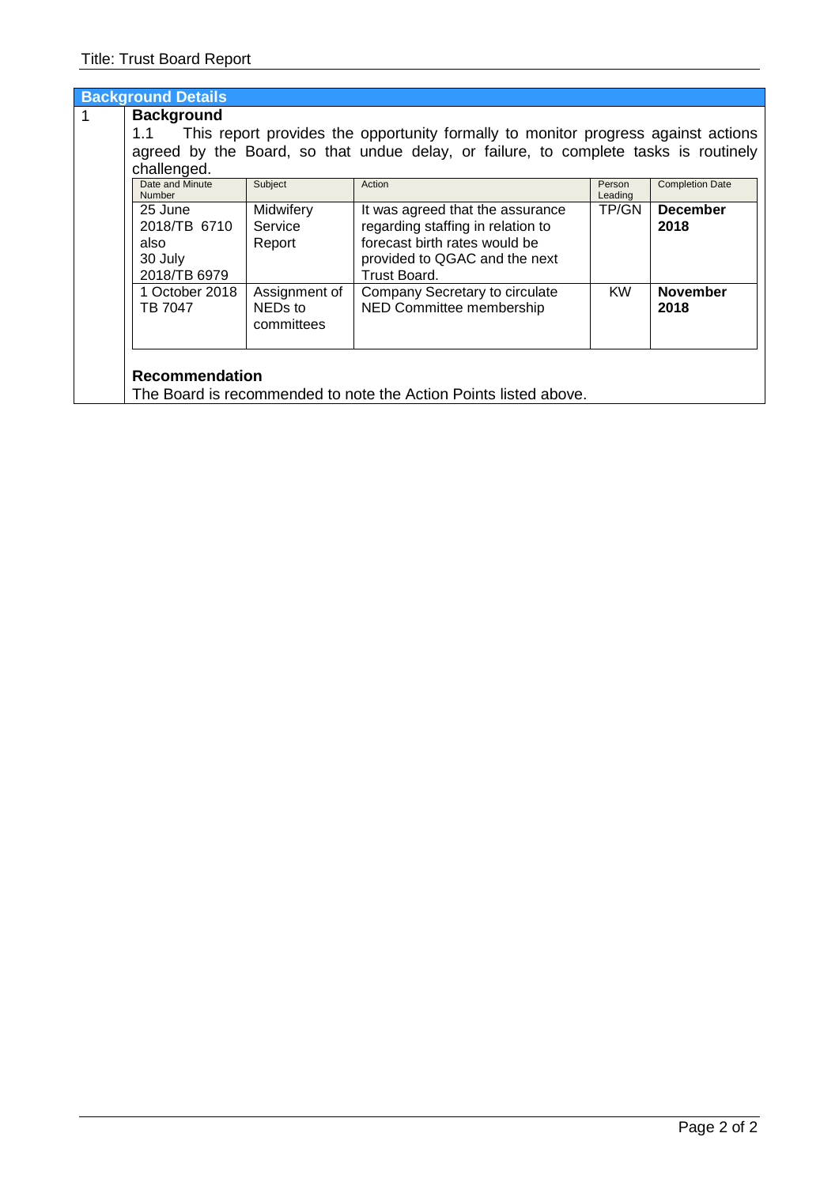Title: Trust Board Report

## Background Details

1 **Background**

1.1 This report provides the opportunity formally to monitor progress against actions agreed by the Board, so that undue delay, or failure, to complete tasks is routinely challenged.

| Date and Minute Number | Subject | Action | Person Leading | Completion Date |
|---|---|---|---|---|
| 25 June 2018/TB 6710 also 30 July 2018/TB 6979 | Midwifery Service Report | It was agreed that the assurance regarding staffing in relation to forecast birth rates would be provided to QGAC and the next Trust Board. | TP/GN | **December 2018** |
| 1 October 2018 TB 7047 | Assignment of NEDs to committees | Company Secretary to circulate NED Committee membership | KW | **November 2018** |

**Recommendation**

The Board is recommended to note the Action Points listed above.